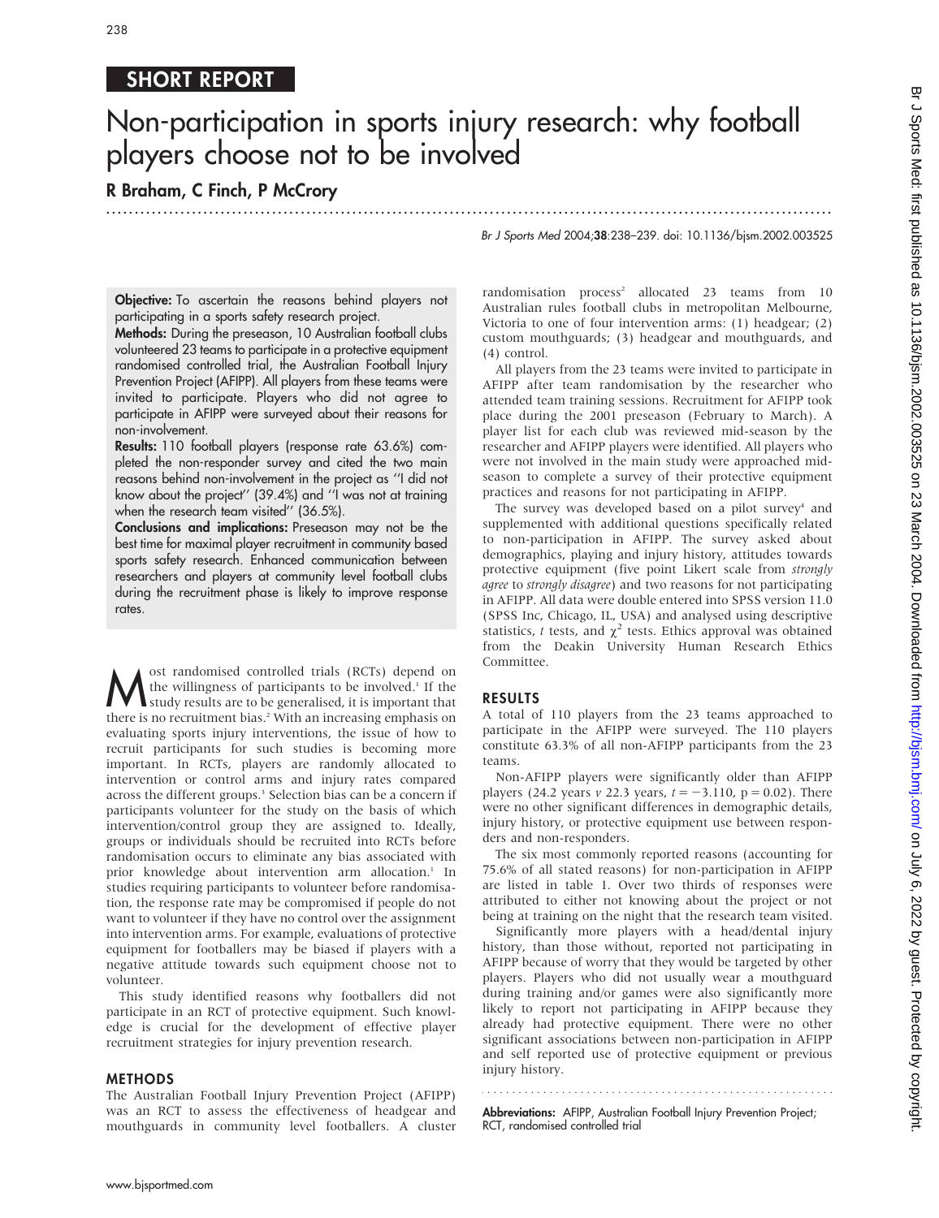SHORT REPORT

# Non-participation in sports injury research: why football players choose not to be involved

**R Braham, C Finch, P McCrory**

Br J Sports Med 2004;38:238–239. doi: 10.1136/bjsm.2002.003525

**Objective:** To ascertain the reasons behind players not participating in a sports safety research project.

**Methods:** During the preseason, 10 Australian football clubs volunteered 23 teams to participate in a protective equipment randomised controlled trial, the Australian Football Injury Prevention Project (AFIPP). All players from these teams were invited to participate. Players who did not agree to participate in AFIPP were surveyed about their reasons for non-involvement.

**Results:** 110 football players (response rate 63.6%) completed the non-responder survey and cited the two main reasons behind non-involvement in the project as "I did not know about the project" (39.4%) and "I was not at training when the research team visited" (36.5%).

**Conclusions and implications:** Preseason may not be the best time for maximal player recruitment in community based sports safety research. Enhanced communication between researchers and players at community level football clubs during the recruitment phase is likely to improve response rates.

Most randomised controlled trials (RCTs) depend on the willingness of participants to be involved.[1] If the study results are to be generalised, it is important that there is no recruitment bias.[2] With an increasing emphasis on evaluating sports injury interventions, the issue of how to recruit participants for such studies is becoming more important. In RCTs, players are randomly allocated to intervention or control arms and injury rates compared across the different groups.[3] Selection bias can be a concern if participants volunteer for the study on the basis of which intervention/control group they are assigned to. Ideally, groups or individuals should be recruited into RCTs before randomisation occurs to eliminate any bias associated with prior knowledge about intervention arm allocation.[1] In studies requiring participants to volunteer before randomisation, the response rate may be compromised if people do not want to volunteer if they have no control over the assignment into intervention arms. For example, evaluations of protective equipment for footballers may be biased if players with a negative attitude towards such equipment choose not to volunteer.

This study identified reasons why footballers did not participate in an RCT of protective equipment. Such knowledge is crucial for the development of effective player recruitment strategies for injury prevention research.

## METHODS

The Australian Football Injury Prevention Project (AFIPP) was an RCT to assess the effectiveness of headgear and mouthguards in community level footballers. A cluster randomisation process[2] allocated 23 teams from 10 Australian rules football clubs in metropolitan Melbourne, Victoria to one of four intervention arms: (1) headgear; (2) custom mouthguards; (3) headgear and mouthguards, and (4) control.

All players from the 23 teams were invited to participate in AFIPP after team randomisation by the researcher who attended team training sessions. Recruitment for AFIPP took place during the 2001 preseason (February to March). A player list for each club was reviewed mid-season by the researcher and AFIPP players were identified. All players who were not involved in the main study were approached mid-season to complete a survey of their protective equipment practices and reasons for not participating in AFIPP.

The survey was developed based on a pilot survey[4] and supplemented with additional questions specifically related to non-participation in AFIPP. The survey asked about demographics, playing and injury history, attitudes towards protective equipment (five point Likert scale from *strongly agree* to *strongly disagree*) and two reasons for not participating in AFIPP. All data were double entered into SPSS version 11.0 (SPSS Inc, Chicago, IL, USA) and analysed using descriptive statistics, *t* tests, and $\chi^2$ tests. Ethics approval was obtained from the Deakin University Human Research Ethics Committee.

## RESULTS

A total of 110 players from the 23 teams approached to participate in the AFIPP were surveyed. The 110 players constitute 63.3% of all non-AFIPP participants from the 23 teams.

Non-AFIPP players were significantly older than AFIPP players (24.2 years *v* 22.3 years, $t = -3.110$, $p = 0.02$). There were no other significant differences in demographic details, injury history, or protective equipment use between responders and non-responders.

The six most commonly reported reasons (accounting for 75.6% of all stated reasons) for non-participation in AFIPP are listed in table 1. Over two thirds of responses were attributed to either not knowing about the project or not being at training on the night that the research team visited.

Significantly more players with a head/dental injury history, than those without, reported not participating in AFIPP because of worry that they would be targeted by other players. Players who did not usually wear a mouthguard during training and/or games were also significantly more likely to report not participating in AFIPP because they already had protective equipment. There were no other significant associations between non-participation in AFIPP and self reported use of protective equipment or previous injury history.

**Abbreviations:** AFIPP, Australian Football Injury Prevention Project; RCT, randomised controlled trial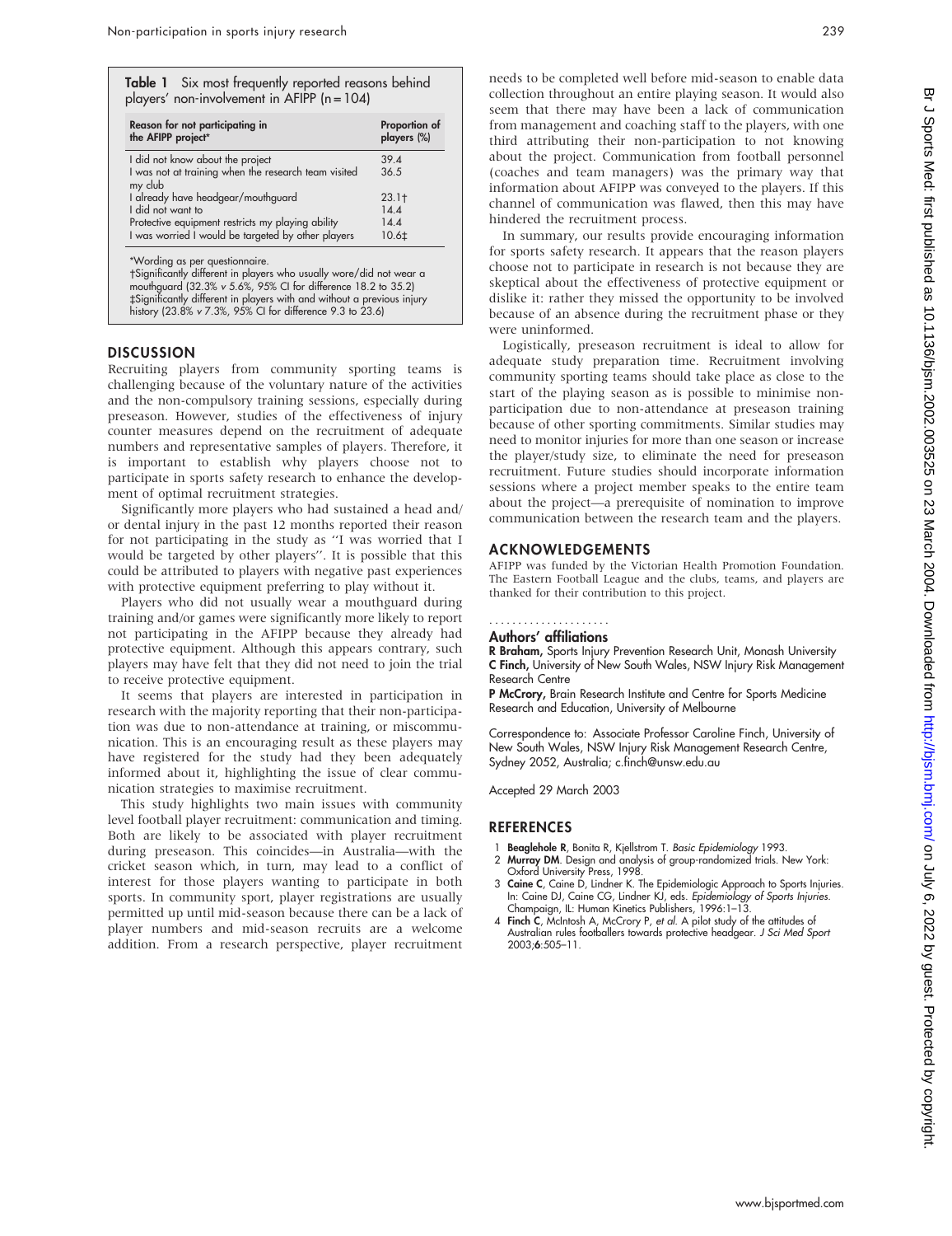**Table 1** Six most frequently reported reasons behind players' non-involvement in AFIPP (n = 104)

| Reason for not participating in the AFIPP project* | Proportion of players (%) |
|---|---|
| I did not know about the project | 39.4 |
| I was not at training when the research team visited my club | 36.5 |
| I already have headgear/mouthguard | 23.1† |
| I did not want to | 14.4 |
| Protective equipment restricts my playing ability | 14.4 |
| I was worried I would be targeted by other players | 10.6‡ |

*Wording as per questionnaire.
†Significantly different in players who usually wore/did not wear a mouthguard (32.3% v 5.6%, 95% CI for difference 18.2 to 35.2)
‡Significantly different in players with and without a previous injury history (23.8% v 7.3%, 95% CI for difference 9.3 to 23.6)

## DISCUSSION

Recruiting players from community sporting teams is challenging because of the voluntary nature of the activities and the non-compulsory training sessions, especially during preseason. However, studies of the effectiveness of injury counter measures depend on the recruitment of adequate numbers and representative samples of players. Therefore, it is important to establish why players choose not to participate in sports safety research to enhance the development of optimal recruitment strategies.

Significantly more players who had sustained a head and/or dental injury in the past 12 months reported their reason for not participating in the study as "I was worried that I would be targeted by other players". It is possible that this could be attributed to players with negative past experiences with protective equipment preferring to play without it.

Players who did not usually wear a mouthguard during training and/or games were significantly more likely to report not participating in the AFIPP because they already had protective equipment. Although this appears contrary, such players may have felt that they did not need to join the trial to receive protective equipment.

It seems that players are interested in participation in research with the majority reporting that their non-participation was due to non-attendance at training, or miscommunication. This is an encouraging result as these players may have registered for the study had they been adequately informed about it, highlighting the issue of clear communication strategies to maximise recruitment.

This study highlights two main issues with community level football player recruitment: communication and timing. Both are likely to be associated with player recruitment during preseason. This coincides—in Australia—with the cricket season which, in turn, may lead to a conflict of interest for those players wanting to participate in both sports. In community sport, player registrations are usually permitted up until mid-season because there can be a lack of player numbers and mid-season recruits are a welcome addition. From a research perspective, player recruitment needs to be completed well before mid-season to enable data collection throughout an entire playing season. It would also seem that there may have been a lack of communication from management and coaching staff to the players, with one third attributing their non-participation to not knowing about the project. Communication from football personnel (coaches and team managers) was the primary way that information about AFIPP was conveyed to the players. If this channel of communication was flawed, then this may have hindered the recruitment process.

In summary, our results provide encouraging information for sports safety research. It appears that the reason players choose not to participate in research is not because they are skeptical about the effectiveness of protective equipment or dislike it: rather they missed the opportunity to be involved because of an absence during the recruitment phase or they were uninformed.

Logistically, preseason recruitment is ideal to allow for adequate study preparation time. Recruitment involving community sporting teams should take place as close to the start of the playing season as is possible to minimise non-participation due to non-attendance at preseason training because of other sporting commitments. Similar studies may need to monitor injuries for more than one season or increase the player/study size, to eliminate the need for preseason recruitment. Future studies should incorporate information sessions where a project member speaks to the entire team about the project—a prerequisite of nomination to improve communication between the research team and the players.

## ACKNOWLEDGEMENTS

AFIPP was funded by the Victorian Health Promotion Foundation. The Eastern Football League and the clubs, teams, and players are thanked for their contribution to this project.

### Authors' affiliations

**R Braham,** Sports Injury Prevention Research Unit, Monash University
**C Finch,** University of New South Wales, NSW Injury Risk Management Research Centre
**P McCrory,** Brain Research Institute and Centre for Sports Medicine Research and Education, University of Melbourne

Correspondence to: Associate Professor Caroline Finch, University of New South Wales, NSW Injury Risk Management Research Centre, Sydney 2052, Australia; c.finch@unsw.edu.au

Accepted 29 March 2003

## REFERENCES

1. **Beaglehole R**, Bonita R, Kjellstrom T. *Basic Epidemiology* 1993.
2. **Murray DM**. Design and analysis of group-randomized trials. New York: Oxford University Press, 1998.
3. **Caine C**, Caine D, Lindner K. The Epidemiologic Approach to Sports Injuries. In: Caine DJ, Caine CG, Lindner KJ, eds. *Epidemiology of Sports Injuries*. Champaign, IL: Human Kinetics Publishers, 1996:1–13.
4. **Finch C**, McIntosh A, McCrory P, *et al*. A pilot study of the attitudes of Australian rules footballers towards protective headgear. *J Sci Med Sport* 2003;**6**:505–11.